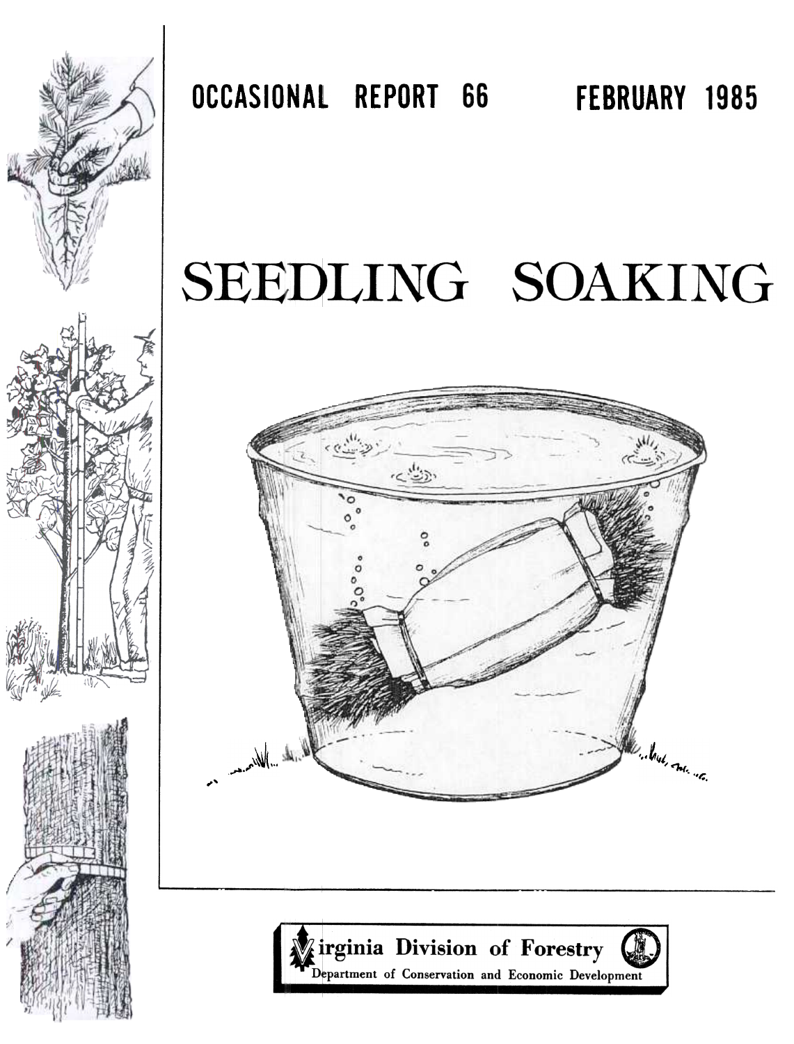OCCASIONAL REPORT 66 FEBRUARY 1985

# SEEDLING SOAKING

Virginia Division of Forestry

Department of Conservation and Economic Development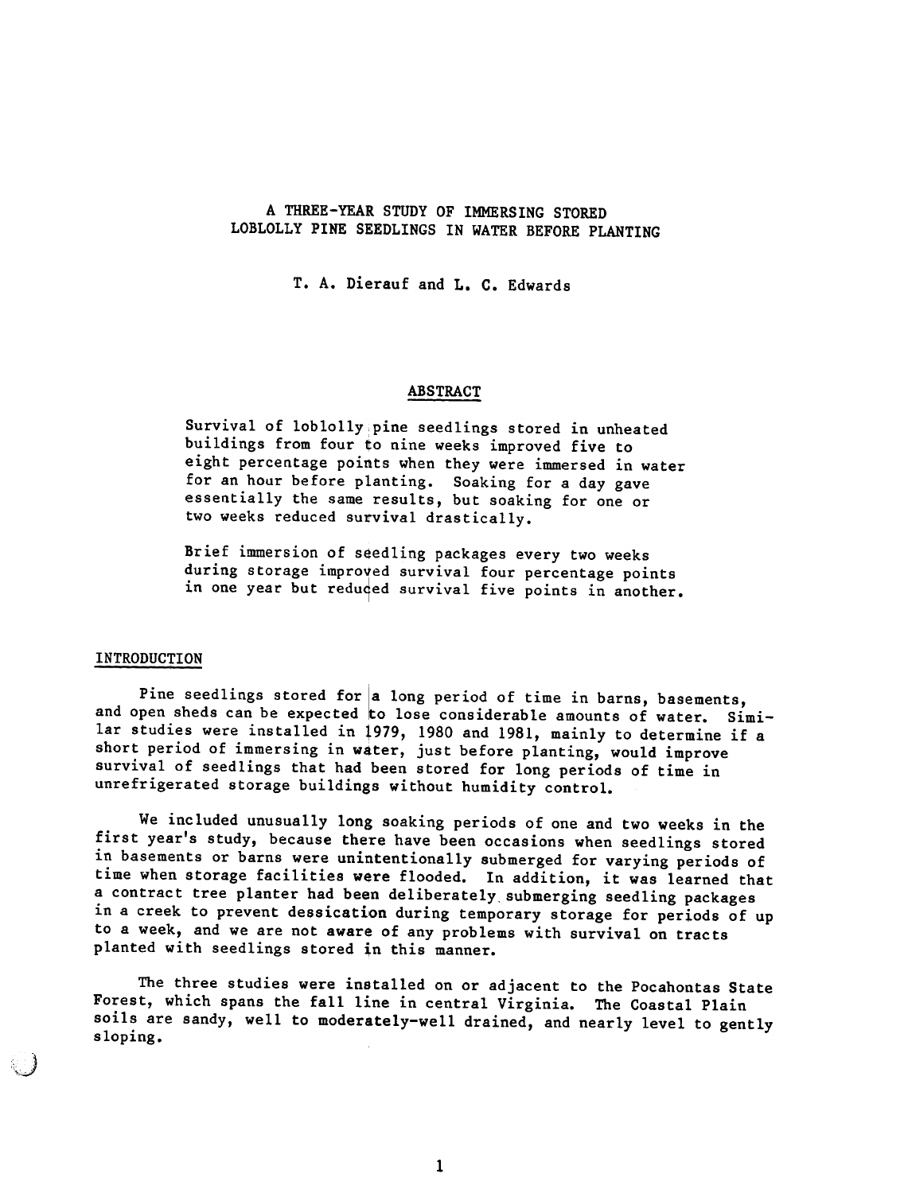# A THREE-YEAR STUDY OF IMMERSING STORED LOBLOLLY PINE SEEDLINGS IN WATER BEFORE PLANTING

T. A. Dierauf and L. C. Edwards

## ABSTRACT

Survival of loblolly pine seedlings stored in unheated buildings from four to nine weeks improved five to eight percentage points when they were immersed in water for an hour before planting. Soaking for a day gave essentially the same results, but soaking for one or two weeks reduced survival drastically.

Brief immersion of seedling packages every two weeks during storage improved survival four percentage points in one year but reduced survival five points in another.

## INTRODUCTION

Pine seedlings stored for a long period of time in barns, basements, and open sheds can be expected to lose considerable amounts of water. Similar studies were installed in 1979, 1980 and 1981, mainly to determine if a short period of immersing in water, just before planting, would improve survival of seedlings that had been stored for long periods of time in unrefrigerated storage buildings without humidity control.

We included unusually long soaking periods of one and two weeks in the first year's study, because there have been occasions when seedlings stored in basements or barns were unintentionally submerged for varying periods of time when storage facilities were flooded. In addition, it was learned that a contract tree planter had been deliberately submerging seedling packages in a creek to prevent dessication during temporary storage for periods of up to a week, and we are not aware of any problems with survival on tracts planted with seedlings stored in this manner.

The three studies were installed on or adjacent to the Pocahontas State Forest, which spans the fall line in central Virginia. The Coastal Plain soils are sandy, well to moderately-well drained, and nearly level to gently sloping.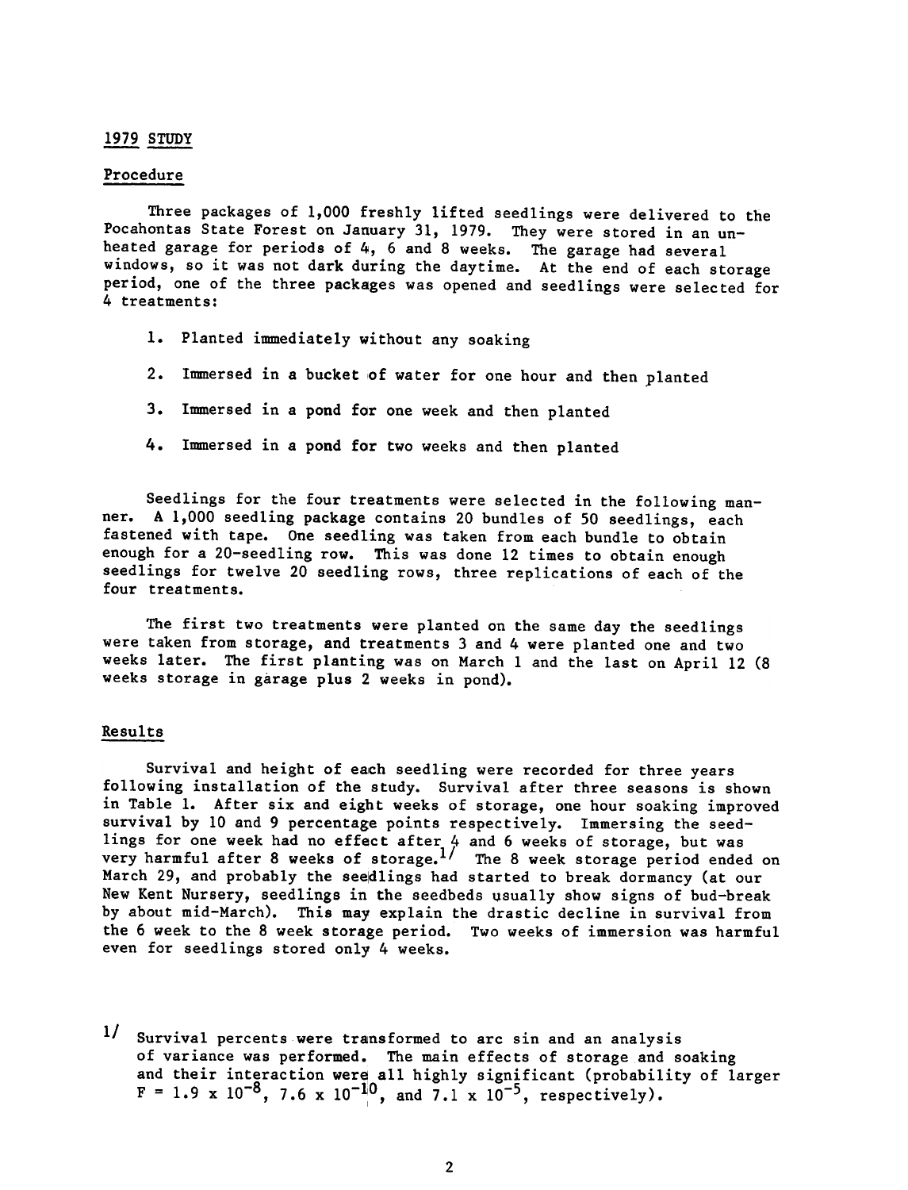## 1979 STUDY

### Procedure

Three packages of 1,000 freshly lifted seedlings were delivered to the Pocahontas State Forest on January 31, 1979. They were stored in an unheated garage for periods of 4, 6 and 8 weeks. The garage had several windows, so it was not dark during the daytime. At the end of each storage period, one of the three packages was opened and seedlings were selected for 4 treatments:

1. Planted immediately without any soaking
2. Immersed in a bucket of water for one hour and then planted
3. Immersed in a pond for one week and then planted
4. Immersed in a pond for two weeks and then planted

Seedlings for the four treatments were selected in the following manner. A 1,000 seedling package contains 20 bundles of 50 seedlings, each fastened with tape. One seedling was taken from each bundle to obtain enough for a 20-seedling row. This was done 12 times to obtain enough seedlings for twelve 20 seedling rows, three replications of each of the four treatments.

The first two treatments were planted on the same day the seedlings were taken from storage, and treatments 3 and 4 were planted one and two weeks later. The first planting was on March 1 and the last on April 12 (8 weeks storage in garage plus 2 weeks in pond).

### Results

Survival and height of each seedling were recorded for three years following installation of the study. Survival after three seasons is shown in Table 1. After six and eight weeks of storage, one hour soaking improved survival by 10 and 9 percentage points respectively. Immersing the seedlings for one week had no effect after 4 and 6 weeks of storage, but was very harmful after 8 weeks of storage.[1/] The 8 week storage period ended on March 29, and probably the seedlings had started to break dormancy (at our New Kent Nursery, seedlings in the seedbeds usually show signs of bud-break by about mid-March). This may explain the drastic decline in survival from the 6 week to the 8 week storage period. Two weeks of immersion was harmful even for seedlings stored only 4 weeks.

[1/] Survival percents were transformed to arc sin and an analysis of variance was performed. The main effects of storage and soaking and their interaction were all highly significant (probability of larger $F = 1.9 \times 10^{-8}$, $7.6 \times 10^{-10}$, and $7.1 \times 10^{-5}$, respectively).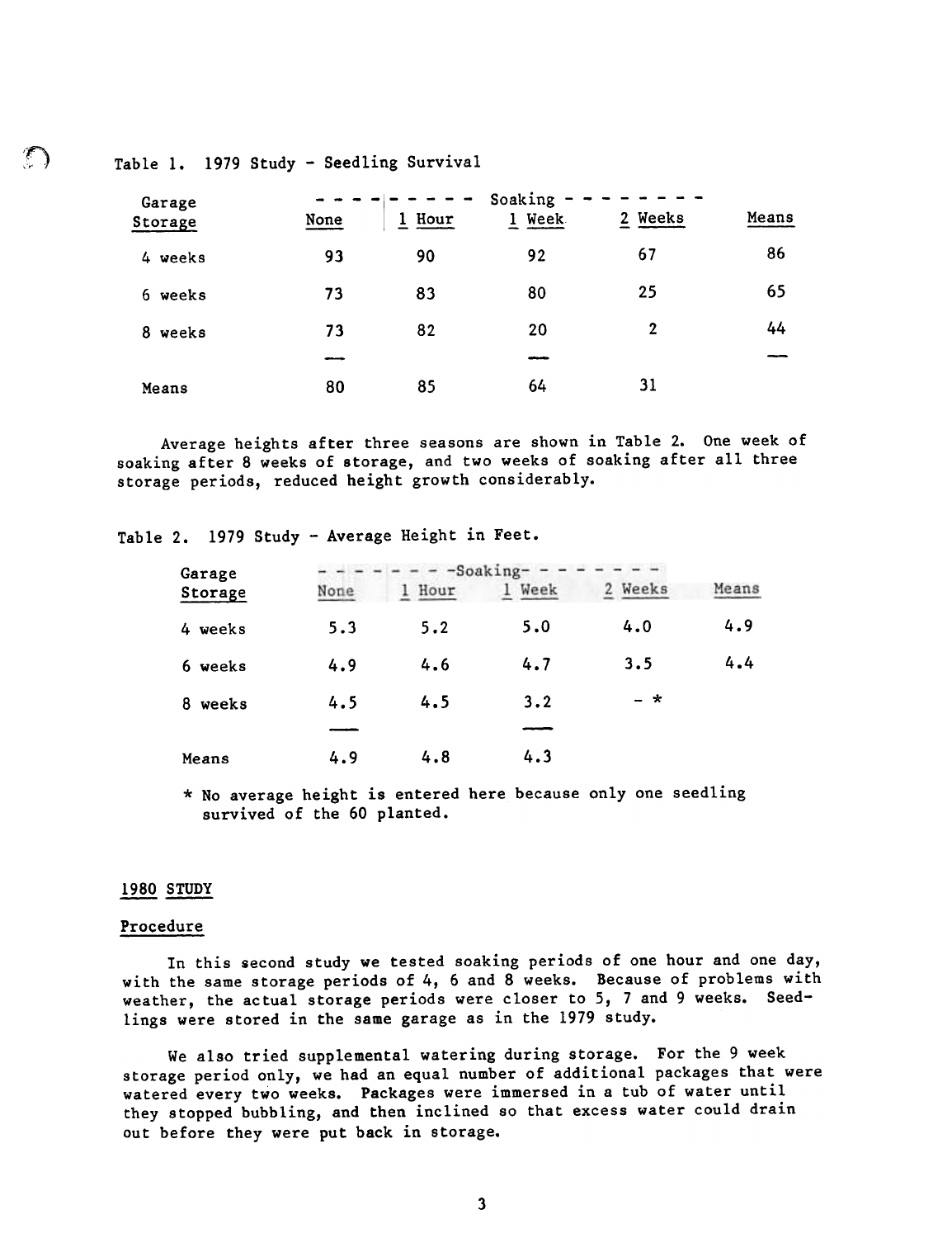Table 1. 1979 Study - Seedling Survival

| Garage Storage | Soaking | | | | Means |
|---|---|---|---|---|---|
| | None | 1 Hour | 1 Week | 2 Weeks | |
| 4 weeks | 93 | 90 | 92 | 67 | 86 |
| 6 weeks | 73 | 83 | 80 | 25 | 65 |
| 8 weeks | 73 | 82 | 20 | 2 | 44 |
| Means | 80 | 85 | 64 | 31 | |

Average heights after three seasons are shown in Table 2. One week of soaking after 8 weeks of storage, and two weeks of soaking after all three storage periods, reduced height growth considerably.

Table 2. 1979 Study - Average Height in Feet.

| Garage Storage | Soaking | | | | Means |
|---|---|---|---|---|---|
| | None | 1 Hour | 1 Week | 2 Weeks | |
| 4 weeks | 5.3 | 5.2 | 5.0 | 4.0 | 4.9 |
| 6 weeks | 4.9 | 4.6 | 4.7 | 3.5 | 4.4 |
| 8 weeks | 4.5 | 4.5 | 3.2 | - * | |
| Means | 4.9 | 4.8 | 4.3 | | |

\* No average height is entered here because only one seedling survived of the 60 planted.

## 1980 STUDY

### Procedure

In this second study we tested soaking periods of one hour and one day, with the same storage periods of 4, 6 and 8 weeks. Because of problems with weather, the actual storage periods were closer to 5, 7 and 9 weeks. Seedlings were stored in the same garage as in the 1979 study.

We also tried supplemental watering during storage. For the 9 week storage period only, we had an equal number of additional packages that were watered every two weeks. Packages were immersed in a tub of water until they stopped bubbling, and then inclined so that excess water could drain out before they were put back in storage.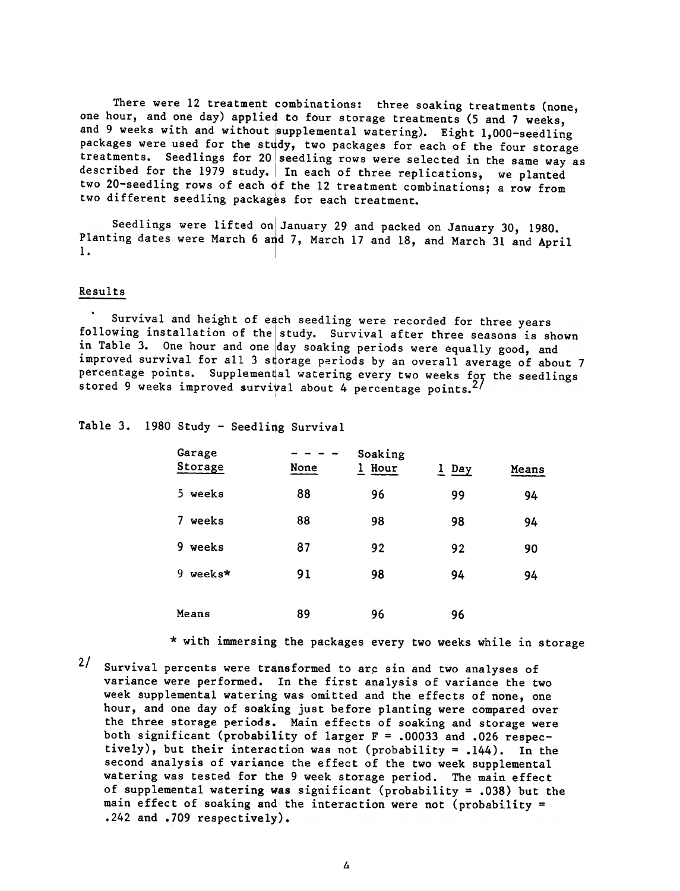There were 12 treatment combinations: three soaking treatments (none, one hour, and one day) applied to four storage treatments (5 and 7 weeks, and 9 weeks with and without supplemental watering). Eight 1,000-seedling packages were used for the study, two packages for each of the four storage treatments. Seedlings for 20 seedling rows were selected in the same way as described for the 1979 study. In each of three replications, we planted two 20-seedling rows of each of the 12 treatment combinations; a row from two different seedling packages for each treatment.

Seedlings were lifted on January 29 and packed on January 30, 1980. Planting dates were March 6 and 7, March 17 and 18, and March 31 and April 1.

## Results

Survival and height of each seedling were recorded for three years following installation of the study. Survival after three seasons is shown in Table 3. One hour and one day soaking periods were equally good, and improved survival for all 3 storage periods by an overall average of about 7 percentage points. Supplemental watering every two weeks for the seedlings stored 9 weeks improved survival about 4 percentage points.[2/]

Table 3. 1980 Study - Seedling Survival

| Garage Storage | Soaking None | 1 Hour | 1 Day | Means |
|---|---|---|---|---|
| 5 weeks | 88 | 96 | 99 | 94 |
| 7 weeks | 88 | 98 | 98 | 94 |
| 9 weeks | 87 | 92 | 92 | 90 |
| 9 weeks* | 91 | 98 | 94 | 94 |
| Means | 89 | 96 | 96 | |

\* with immersing the packages every two weeks while in storage

[2/] Survival percents were transformed to arc sin and two analyses of variance were performed. In the first analysis of variance the two week supplemental watering was omitted and the effects of none, one hour, and one day of soaking just before planting were compared over the three storage periods. Main effects of soaking and storage were both significant (probability of larger F = .00033 and .026 respectively), but their interaction was not (probability = .144). In the second analysis of variance the effect of the two week supplemental watering was tested for the 9 week storage period. The main effect of supplemental watering was significant (probability = .038) but the main effect of soaking and the interaction were not (probability = .242 and .709 respectively).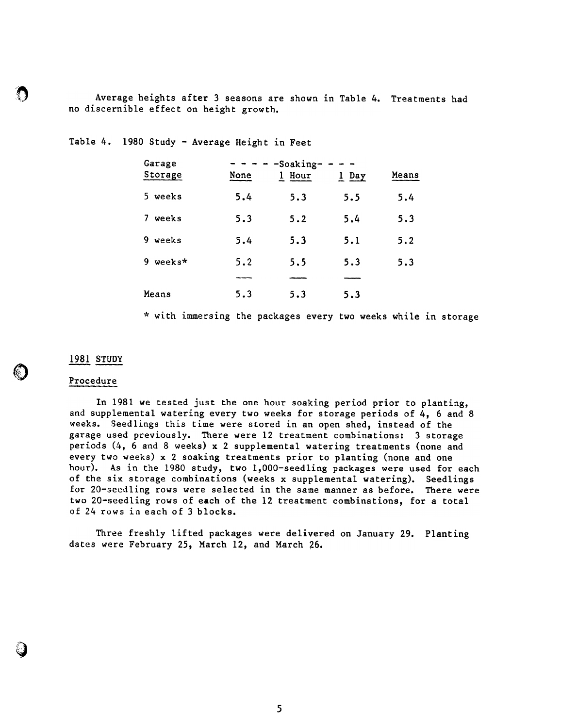Average heights after 3 seasons are shown in Table 4. Treatments had no discernible effect on height growth.

Table 4. 1980 Study - Average Height in Feet

| Garage Storage | Soaking: None | Soaking: 1 Hour | Soaking: 1 Day | Means |
|---|---|---|---|---|
| 5 weeks | 5.4 | 5.3 | 5.5 | 5.4 |
| 7 weeks | 5.3 | 5.2 | 5.4 | 5.3 |
| 9 weeks | 5.4 | 5.3 | 5.1 | 5.2 |
| 9 weeks* | 5.2 | 5.5 | 5.3 | 5.3 |
| Means | 5.3 | 5.3 | 5.3 | |

\* with immersing the packages every two weeks while in storage

## 1981 STUDY

### Procedure

In 1981 we tested just the one hour soaking period prior to planting, and supplemental watering every two weeks for storage periods of 4, 6 and 8 weeks. Seedlings this time were stored in an open shed, instead of the garage used previously. There were 12 treatment combinations: 3 storage periods (4, 6 and 8 weeks) x 2 supplemental watering treatments (none and every two weeks) x 2 soaking treatments prior to planting (none and one hour). As in the 1980 study, two 1,000-seedling packages were used for each of the six storage combinations (weeks x supplemental watering). Seedlings for 20-seedling rows were selected in the same manner as before. There were two 20-seedling rows of each of the 12 treatment combinations, for a total of 24 rows in each of 3 blocks.

Three freshly lifted packages were delivered on January 29. Planting dates were February 25, March 12, and March 26.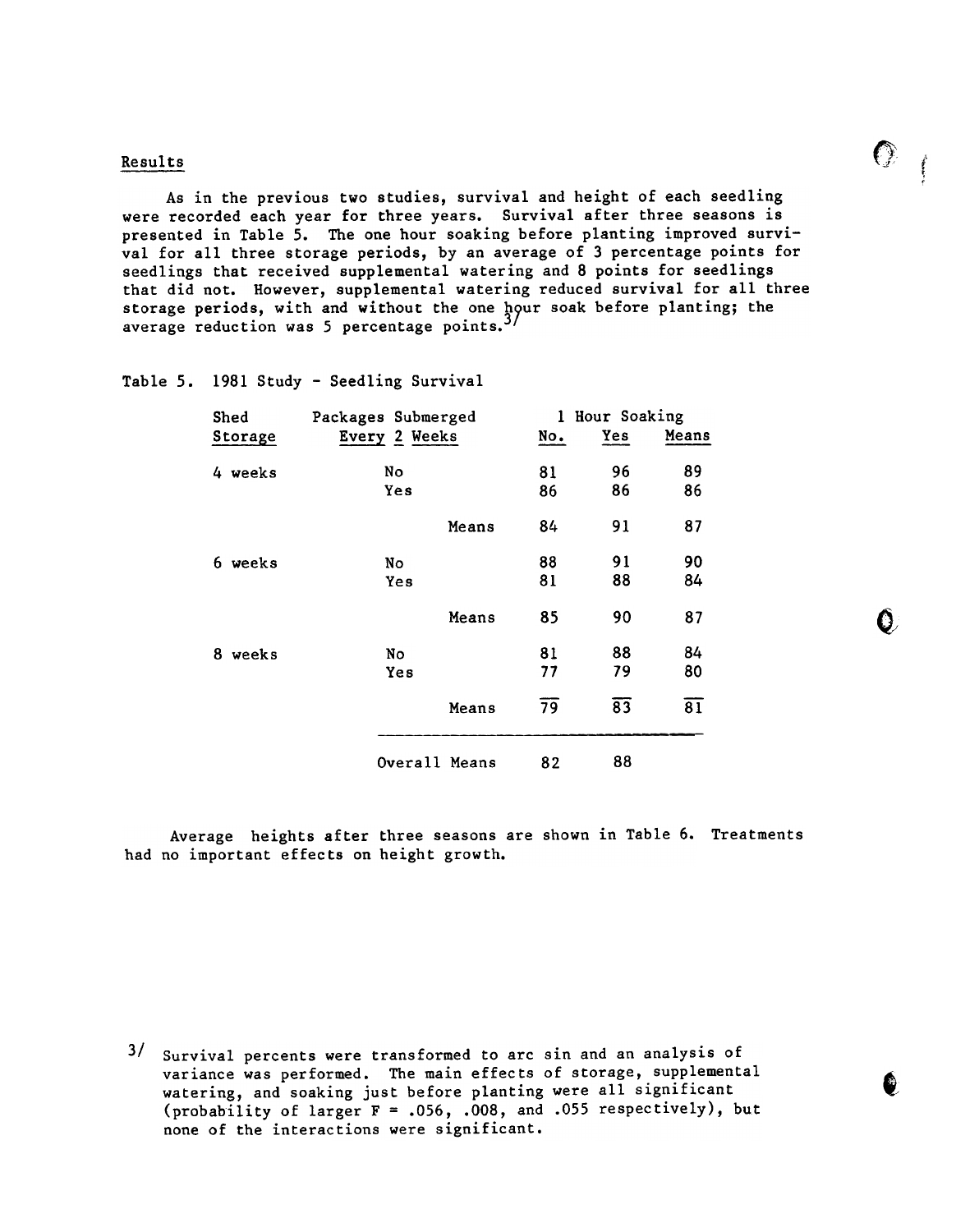## Results

As in the previous two studies, survival and height of each seedling were recorded each year for three years. Survival after three seasons is presented in Table 5. The one hour soaking before planting improved survival for all three storage periods, by an average of 3 percentage points for seedlings that received supplemental watering and 8 points for seedlings that did not. However, supplemental watering reduced survival for all three storage periods, with and without the one hour soak before planting; the average reduction was 5 percentage points.[3/]

Table 5. 1981 Study - Seedling Survival

| Shed Storage | Packages Submerged Every 2 Weeks | 1 Hour Soaking No. | Yes | Means |
|---|---|---|---|---|
| 4 weeks | No | 81 | 96 | 89 |
| | Yes | 86 | 86 | 86 |
| | Means | 84 | 91 | 87 |
| 6 weeks | No | 88 | 91 | 90 |
| | Yes | 81 | 88 | 84 |
| | Means | 85 | 90 | 87 |
| 8 weeks | No | 81 | 88 | 84 |
| | Yes | 77 | 79 | 80 |
| | Means | 79 | 83 | 81 |
| | Overall Means | 82 | 88 | |

Average heights after three seasons are shown in Table 6. Treatments had no important effects on height growth.

3/ Survival percents were transformed to arc sin and an analysis of variance was performed. The main effects of storage, supplemental watering, and soaking just before planting were all significant (probability of larger F = .056, .008, and .055 respectively), but none of the interactions were significant.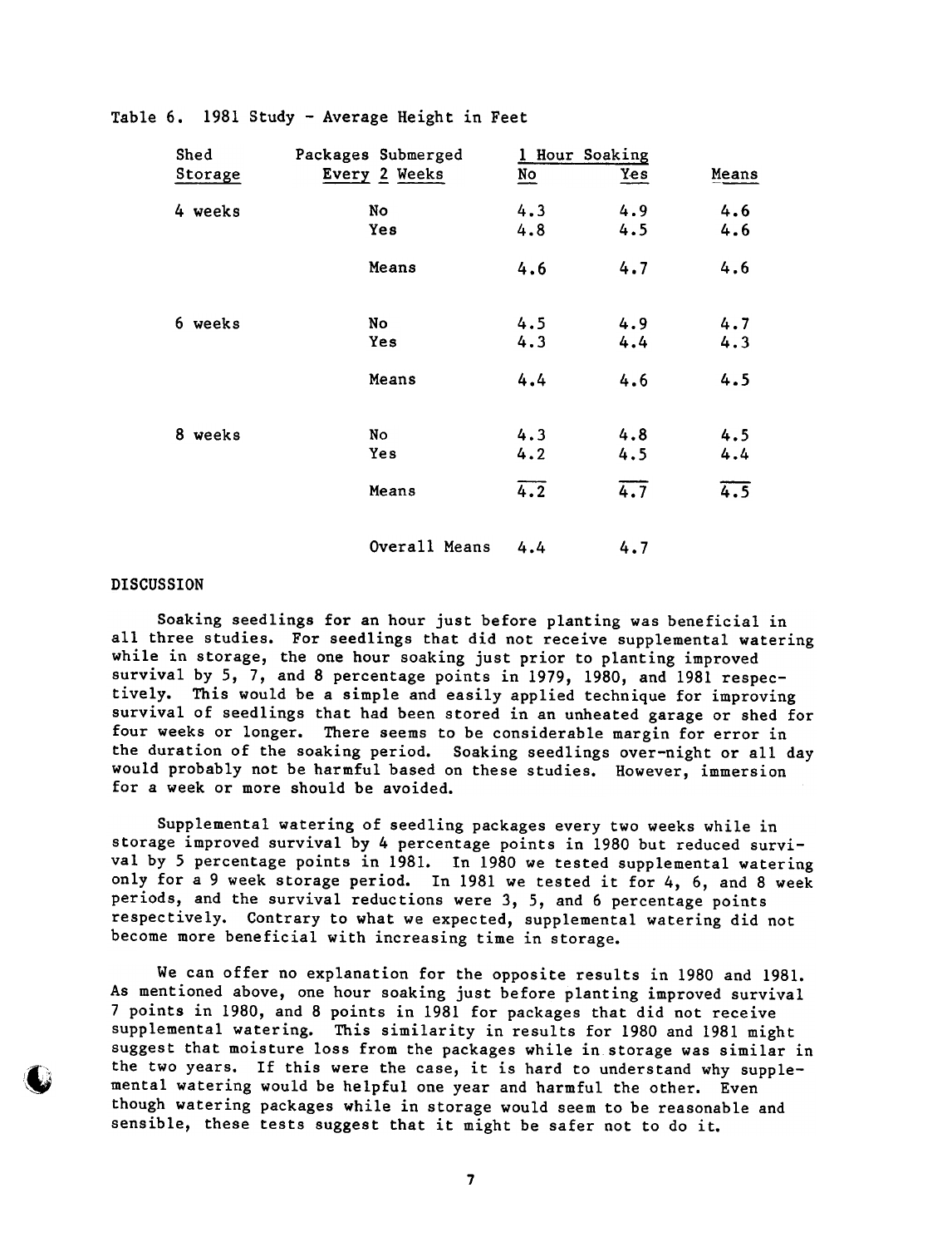Table 6. 1981 Study - Average Height in Feet

| Shed Storage | Packages Submerged Every 2 Weeks | 1 Hour Soaking No | 1 Hour Soaking Yes | Means |
|---|---|---|---|---|
| 4 weeks | No | 4.3 | 4.9 | 4.6 |
| | Yes | 4.8 | 4.5 | 4.6 |
| | Means | 4.6 | 4.7 | 4.6 |
| 6 weeks | No | 4.5 | 4.9 | 4.7 |
| | Yes | 4.3 | 4.4 | 4.3 |
| | Means | 4.4 | 4.6 | 4.5 |
| 8 weeks | No | 4.3 | 4.8 | 4.5 |
| | Yes | 4.2 | 4.5 | 4.4 |
| | Means | 4.2 | 4.7 | 4.5 |
| | Overall Means | 4.4 | 4.7 | |

## DISCUSSION

Soaking seedlings for an hour just before planting was beneficial in all three studies. For seedlings that did not receive supplemental watering while in storage, the one hour soaking just prior to planting improved survival by 5, 7, and 8 percentage points in 1979, 1980, and 1981 respectively. This would be a simple and easily applied technique for improving survival of seedlings that had been stored in an unheated garage or shed for four weeks or longer. There seems to be considerable margin for error in the duration of the soaking period. Soaking seedlings over-night or all day would probably not be harmful based on these studies. However, immersion for a week or more should be avoided.

Supplemental watering of seedling packages every two weeks while in storage improved survival by 4 percentage points in 1980 but reduced survival by 5 percentage points in 1981. In 1980 we tested supplemental watering only for a 9 week storage period. In 1981 we tested it for 4, 6, and 8 week periods, and the survival reductions were 3, 5, and 6 percentage points respectively. Contrary to what we expected, supplemental watering did not become more beneficial with increasing time in storage.

We can offer no explanation for the opposite results in 1980 and 1981. As mentioned above, one hour soaking just before planting improved survival 7 points in 1980, and 8 points in 1981 for packages that did not receive supplemental watering. This similarity in results for 1980 and 1981 might suggest that moisture loss from the packages while in storage was similar in the two years. If this were the case, it is hard to understand why supplemental watering would be helpful one year and harmful the other. Even though watering packages while in storage would seem to be reasonable and sensible, these tests suggest that it might be safer not to do it.